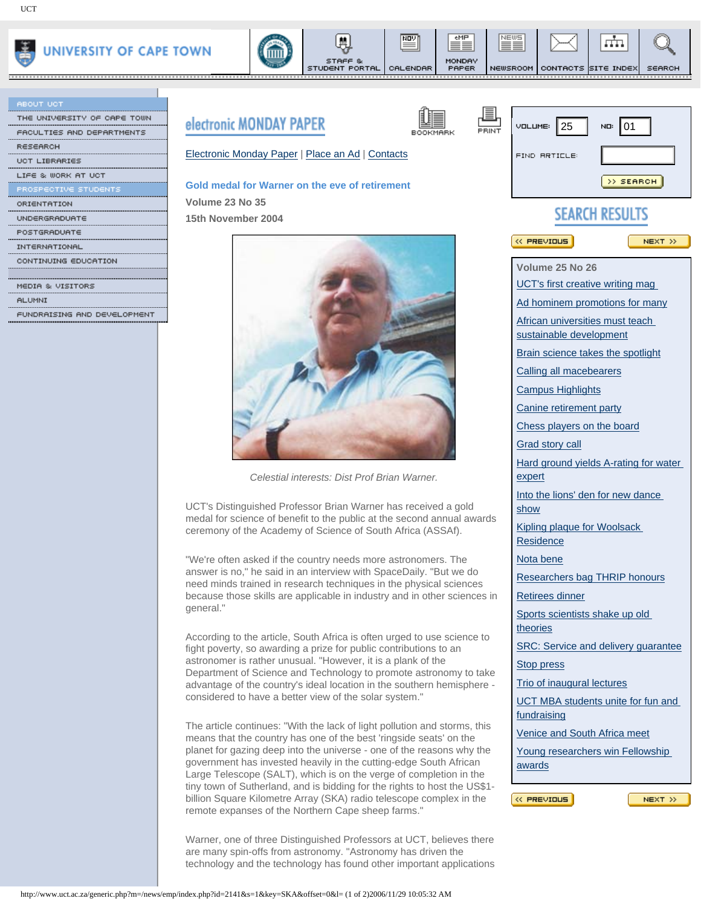# electronic MONDAY PAPER

Electronic Monday Paper | Place an Ad | Contacts

## Gold medal for Warner on the eve of retirement

**Volume 23 No 35**

**15th November 2004**

*Celestial interests: Dist Prof Brian Warner.*

UCT's Distinguished Professor Brian Warner has received a gold medal for science of benefit to the public at the second annual awards ceremony of the Academy of Science of South Africa (ASSAf).

"We're often asked if the country needs more astronomers. The answer is no," he said in an interview with SpaceDaily. "But we do need minds trained in research techniques in the physical sciences because those skills are applicable in industry and in other sciences in general."

According to the article, South Africa is often urged to use science to fight poverty, so awarding a prize for public contributions to an astronomer is rather unusual. "However, it is a plank of the Department of Science and Technology to promote astronomy to take advantage of the country's ideal location in the southern hemisphere - considered to have a better view of the solar system."

The article continues: "With the lack of light pollution and storms, this means that the country has one of the best 'ringside seats' on the planet for gazing deep into the universe - one of the reasons why the government has invested heavily in the cutting-edge South African Large Telescope (SALT), which is on the verge of completion in the tiny town of Sutherland, and is bidding for the rights to host the US$1-billion Square Kilometre Array (SKA) radio telescope complex in the remote expanses of the Northern Cape sheep farms."

Warner, one of three Distinguished Professors at UCT, believes there are many spin-offs from astronomy. "Astronomy has driven the technology and the technology has found other important applications

---

**SEARCH RESULTS**

Volume 25 No 26

- UCT's first creative writing mag
- Ad hominem promotions for many
- African universities must teach sustainable development
- Brain science takes the spotlight
- Calling all macebearers
- Campus Highlights
- Canine retirement party
- Chess players on the board
- Grad story call
- Hard ground yields A-rating for water expert
- Into the lions' den for new dance show
- Kipling plaque for Woolsack Residence
- Nota bene
- Researchers bag THRIP honours
- Retirees dinner
- Sports scientists shake up old theories
- SRC: Service and delivery guarantee
- Stop press
- Trio of inaugural lectures
- UCT MBA students unite for fun and fundraising
- Venice and South Africa meet
- Young researchers win Fellowship awards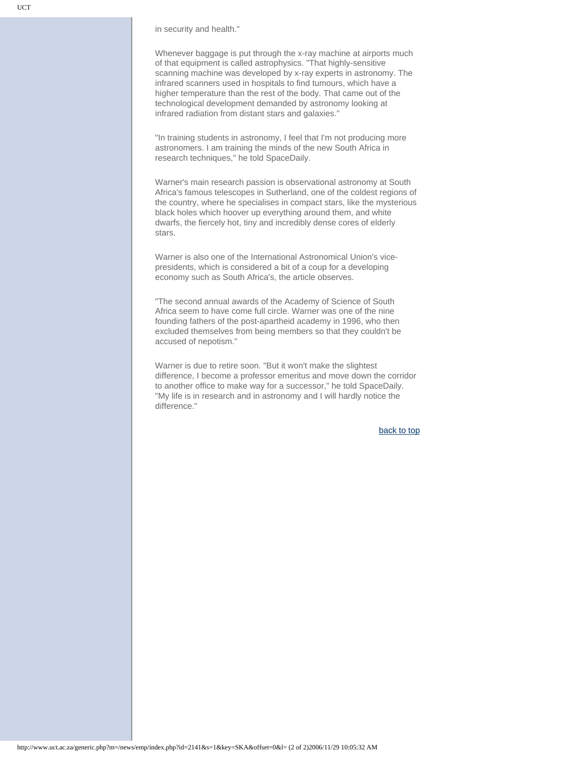in security and health."

Whenever baggage is put through the x-ray machine at airports much of that equipment is called astrophysics. "That highly-sensitive scanning machine was developed by x-ray experts in astronomy. The infrared scanners used in hospitals to find tumours, which have a higher temperature than the rest of the body. That came out of the technological development demanded by astronomy looking at infrared radiation from distant stars and galaxies."

"In training students in astronomy, I feel that I'm not producing more astronomers. I am training the minds of the new South Africa in research techniques," he told SpaceDaily.

Warner's main research passion is observational astronomy at South Africa's famous telescopes in Sutherland, one of the coldest regions of the country, where he specialises in compact stars, like the mysterious black holes which hoover up everything around them, and white dwarfs, the fiercely hot, tiny and incredibly dense cores of elderly stars.

Warner is also one of the International Astronomical Union's vice-presidents, which is considered a bit of a coup for a developing economy such as South Africa's, the article observes.

"The second annual awards of the Academy of Science of South Africa seem to have come full circle. Warner was one of the nine founding fathers of the post-apartheid academy in 1996, who then excluded themselves from being members so that they couldn't be accused of nepotism."

Warner is due to retire soon. "But it won't make the slightest difference, I become a professor emeritus and move down the corridor to another office to make way for a successor," he told SpaceDaily. "My life is in research and in astronomy and I will hardly notice the difference."

back to top